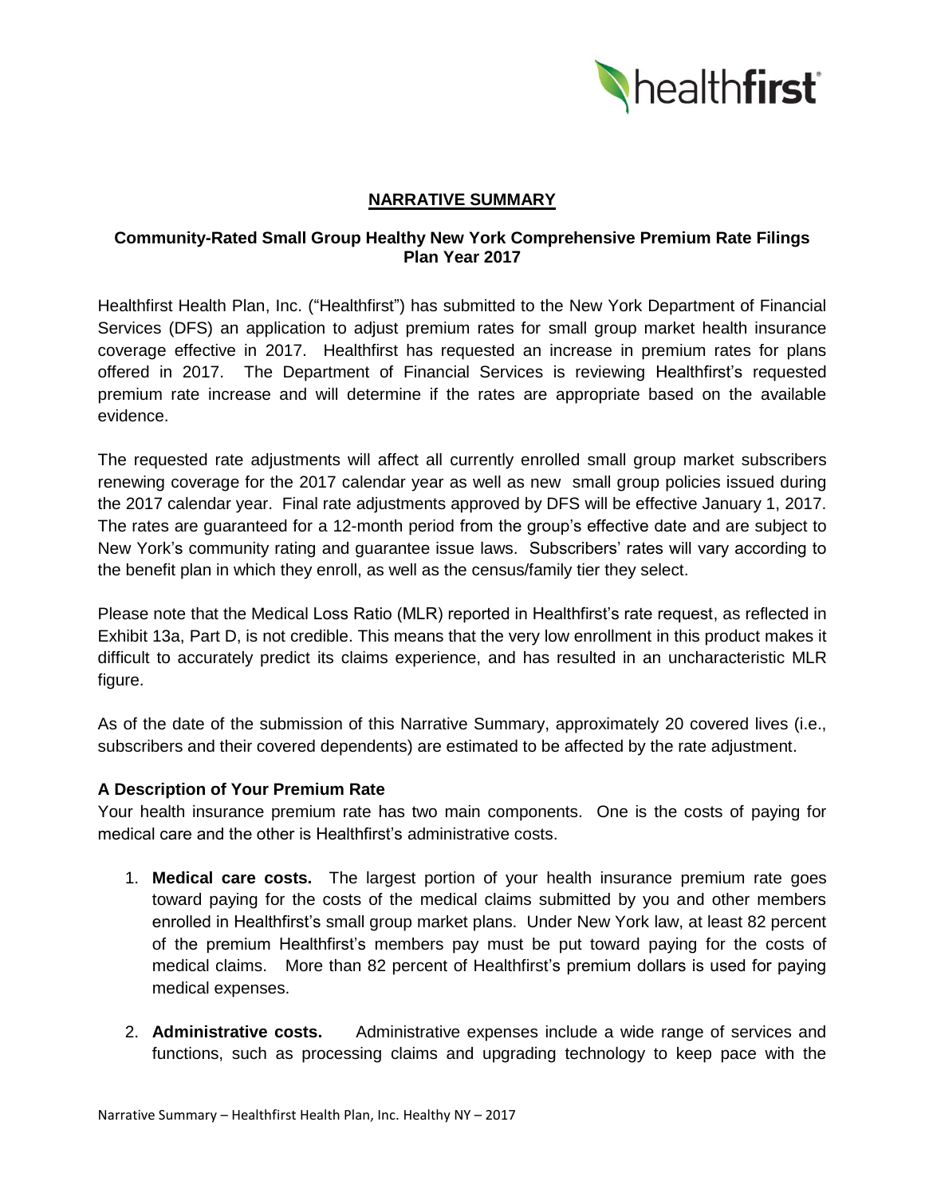## NARRATIVE SUMMARY

### Community-Rated Small Group Healthy New York Comprehensive Premium Rate Filings Plan Year 2017

Healthfirst Health Plan, Inc. ("Healthfirst") has submitted to the New York Department of Financial Services (DFS) an application to adjust premium rates for small group market health insurance coverage effective in 2017. Healthfirst has requested an increase in premium rates for plans offered in 2017. The Department of Financial Services is reviewing Healthfirst's requested premium rate increase and will determine if the rates are appropriate based on the available evidence.

The requested rate adjustments will affect all currently enrolled small group market subscribers renewing coverage for the 2017 calendar year as well as new small group policies issued during the 2017 calendar year. Final rate adjustments approved by DFS will be effective January 1, 2017. The rates are guaranteed for a 12-month period from the group's effective date and are subject to New York's community rating and guarantee issue laws. Subscribers' rates will vary according to the benefit plan in which they enroll, as well as the census/family tier they select.

Please note that the Medical Loss Ratio (MLR) reported in Healthfirst's rate request, as reflected in Exhibit 13a, Part D, is not credible. This means that the very low enrollment in this product makes it difficult to accurately predict its claims experience, and has resulted in an uncharacteristic MLR figure.

As of the date of the submission of this Narrative Summary, approximately 20 covered lives (i.e., subscribers and their covered dependents) are estimated to be affected by the rate adjustment.

### A Description of Your Premium Rate

Your health insurance premium rate has two main components. One is the costs of paying for medical care and the other is Healthfirst's administrative costs.

1. **Medical care costs.** The largest portion of your health insurance premium rate goes toward paying for the costs of the medical claims submitted by you and other members enrolled in Healthfirst's small group market plans. Under New York law, at least 82 percent of the premium Healthfirst's members pay must be put toward paying for the costs of medical claims. More than 82 percent of Healthfirst's premium dollars is used for paying medical expenses.
2. **Administrative costs.** Administrative expenses include a wide range of services and functions, such as processing claims and upgrading technology to keep pace with the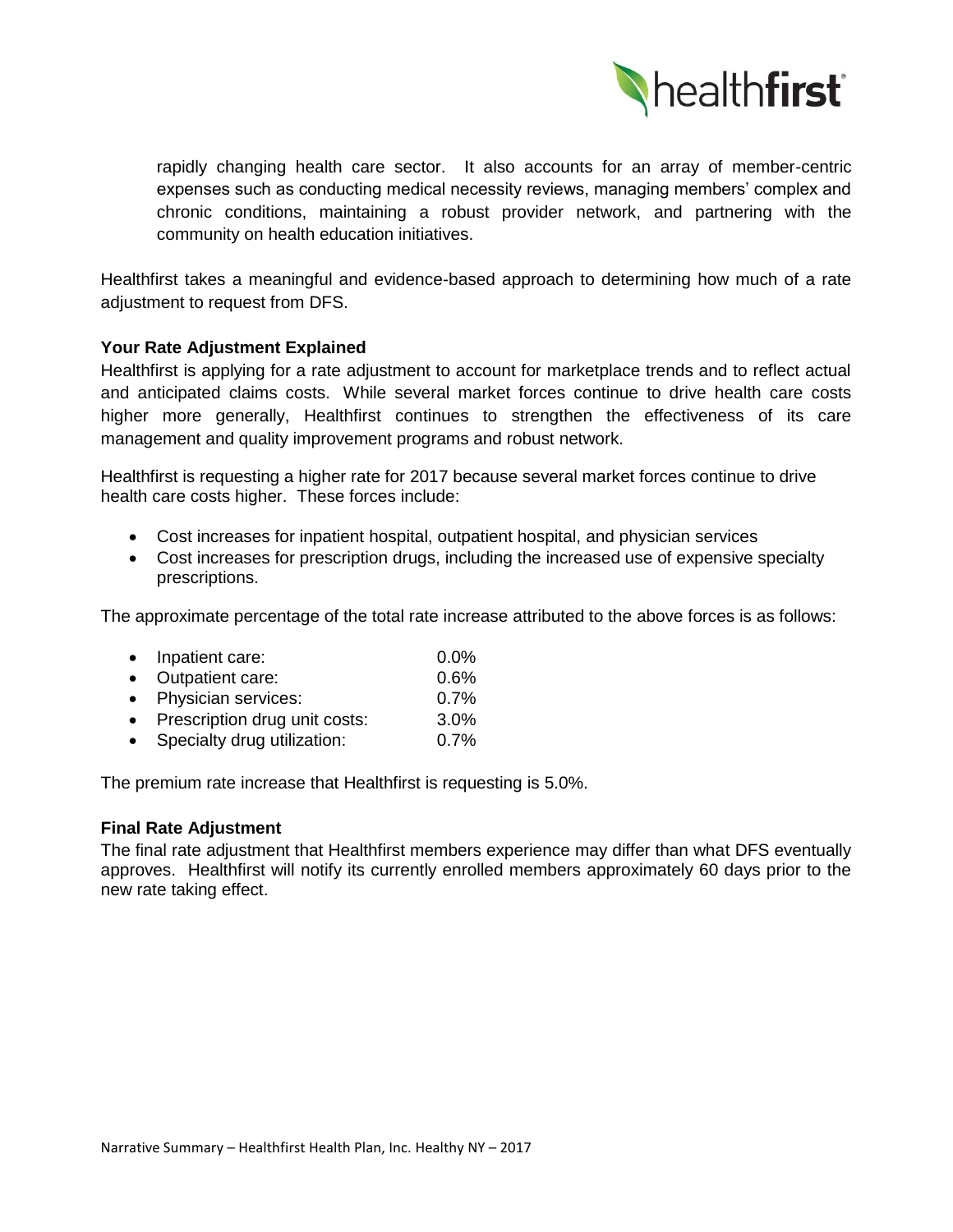rapidly changing health care sector. It also accounts for an array of member-centric expenses such as conducting medical necessity reviews, managing members' complex and chronic conditions, maintaining a robust provider network, and partnering with the community on health education initiatives.

Healthfirst takes a meaningful and evidence-based approach to determining how much of a rate adjustment to request from DFS.

**Your Rate Adjustment Explained**

Healthfirst is applying for a rate adjustment to account for marketplace trends and to reflect actual and anticipated claims costs. While several market forces continue to drive health care costs higher more generally, Healthfirst continues to strengthen the effectiveness of its care management and quality improvement programs and robust network.

Healthfirst is requesting a higher rate for 2017 because several market forces continue to drive health care costs higher. These forces include:

- Cost increases for inpatient hospital, outpatient hospital, and physician services
- Cost increases for prescription drugs, including the increased use of expensive specialty prescriptions.

The approximate percentage of the total rate increase attributed to the above forces is as follows:

- Inpatient care: 0.0%
- Outpatient care: 0.6%
- Physician services: 0.7%
- Prescription drug unit costs: 3.0%
- Specialty drug utilization: 0.7%

The premium rate increase that Healthfirst is requesting is 5.0%.

**Final Rate Adjustment**

The final rate adjustment that Healthfirst members experience may differ than what DFS eventually approves. Healthfirst will notify its currently enrolled members approximately 60 days prior to the new rate taking effect.